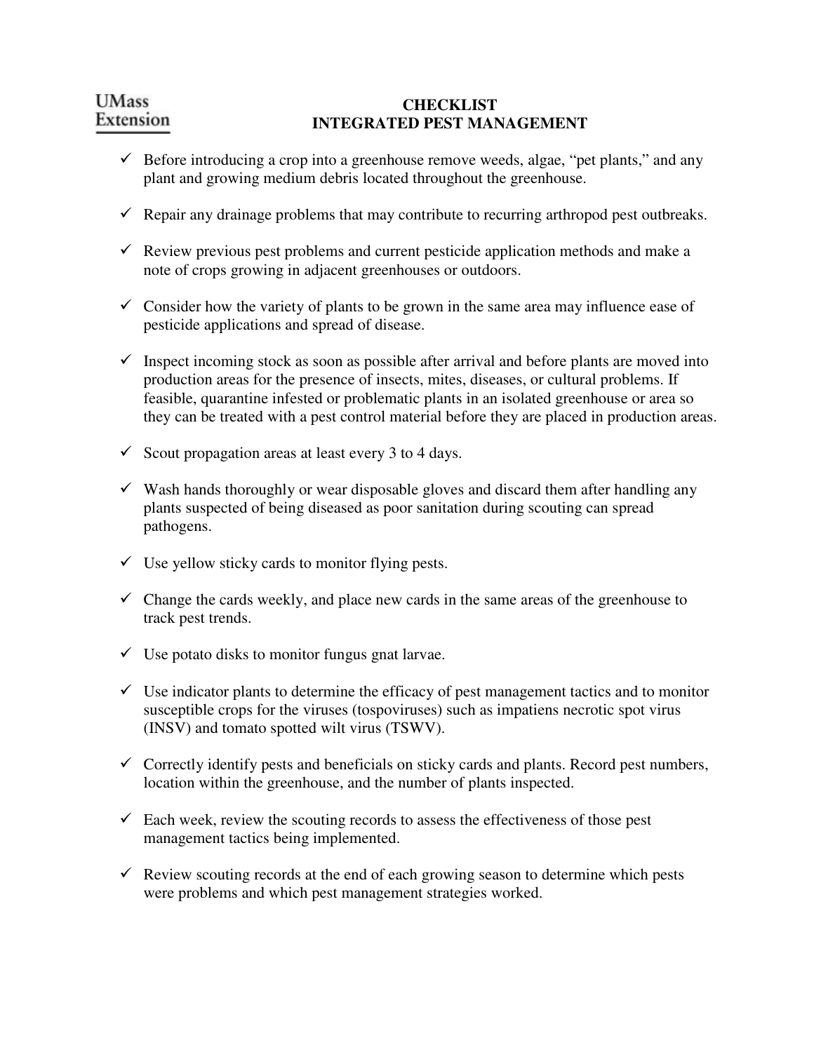UMass Extension

# CHECKLIST
# INTEGRATED PEST MANAGEMENT

- ✓ Before introducing a crop into a greenhouse remove weeds, algae, “pet plants,” and any plant and growing medium debris located throughout the greenhouse.

- ✓ Repair any drainage problems that may contribute to recurring arthropod pest outbreaks.

- ✓ Review previous pest problems and current pesticide application methods and make a note of crops growing in adjacent greenhouses or outdoors.

- ✓ Consider how the variety of plants to be grown in the same area may influence ease of pesticide applications and spread of disease.

- ✓ Inspect incoming stock as soon as possible after arrival and before plants are moved into production areas for the presence of insects, mites, diseases, or cultural problems. If feasible, quarantine infested or problematic plants in an isolated greenhouse or area so they can be treated with a pest control material before they are placed in production areas.

- ✓ Scout propagation areas at least every 3 to 4 days.

- ✓ Wash hands thoroughly or wear disposable gloves and discard them after handling any plants suspected of being diseased as poor sanitation during scouting can spread pathogens.

- ✓ Use yellow sticky cards to monitor flying pests.

- ✓ Change the cards weekly, and place new cards in the same areas of the greenhouse to track pest trends.

- ✓ Use potato disks to monitor fungus gnat larvae.

- ✓ Use indicator plants to determine the efficacy of pest management tactics and to monitor susceptible crops for the viruses (tospoviruses) such as impatiens necrotic spot virus (INSV) and tomato spotted wilt virus (TSWV).

- ✓ Correctly identify pests and beneficials on sticky cards and plants. Record pest numbers, location within the greenhouse, and the number of plants inspected.

- ✓ Each week, review the scouting records to assess the effectiveness of those pest management tactics being implemented.

- ✓ Review scouting records at the end of each growing season to determine which pests were problems and which pest management strategies worked.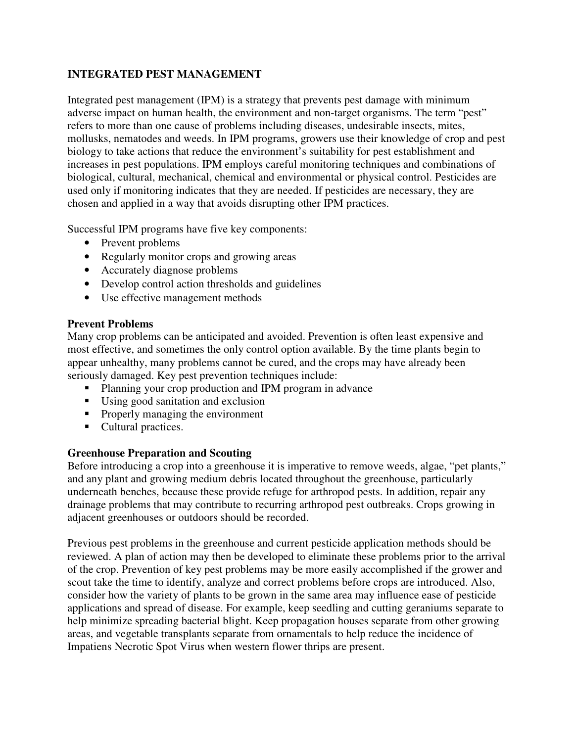# INTEGRATED PEST MANAGEMENT

Integrated pest management (IPM) is a strategy that prevents pest damage with minimum adverse impact on human health, the environment and non-target organisms. The term "pest" refers to more than one cause of problems including diseases, undesirable insects, mites, mollusks, nematodes and weeds. In IPM programs, growers use their knowledge of crop and pest biology to take actions that reduce the environment's suitability for pest establishment and increases in pest populations. IPM employs careful monitoring techniques and combinations of biological, cultural, mechanical, chemical and environmental or physical control. Pesticides are used only if monitoring indicates that they are needed. If pesticides are necessary, they are chosen and applied in a way that avoids disrupting other IPM practices.

Successful IPM programs have five key components:

- Prevent problems
- Regularly monitor crops and growing areas
- Accurately diagnose problems
- Develop control action thresholds and guidelines
- Use effective management methods

## Prevent Problems

Many crop problems can be anticipated and avoided. Prevention is often least expensive and most effective, and sometimes the only control option available. By the time plants begin to appear unhealthy, many problems cannot be cured, and the crops may have already been seriously damaged. Key pest prevention techniques include:

- Planning your crop production and IPM program in advance
- Using good sanitation and exclusion
- Properly managing the environment
- Cultural practices.

## Greenhouse Preparation and Scouting

Before introducing a crop into a greenhouse it is imperative to remove weeds, algae, "pet plants," and any plant and growing medium debris located throughout the greenhouse, particularly underneath benches, because these provide refuge for arthropod pests. In addition, repair any drainage problems that may contribute to recurring arthropod pest outbreaks. Crops growing in adjacent greenhouses or outdoors should be recorded.

Previous pest problems in the greenhouse and current pesticide application methods should be reviewed. A plan of action may then be developed to eliminate these problems prior to the arrival of the crop. Prevention of key pest problems may be more easily accomplished if the grower and scout take the time to identify, analyze and correct problems before crops are introduced. Also, consider how the variety of plants to be grown in the same area may influence ease of pesticide applications and spread of disease. For example, keep seedling and cutting geraniums separate to help minimize spreading bacterial blight. Keep propagation houses separate from other growing areas, and vegetable transplants separate from ornamentals to help reduce the incidence of Impatiens Necrotic Spot Virus when western flower thrips are present.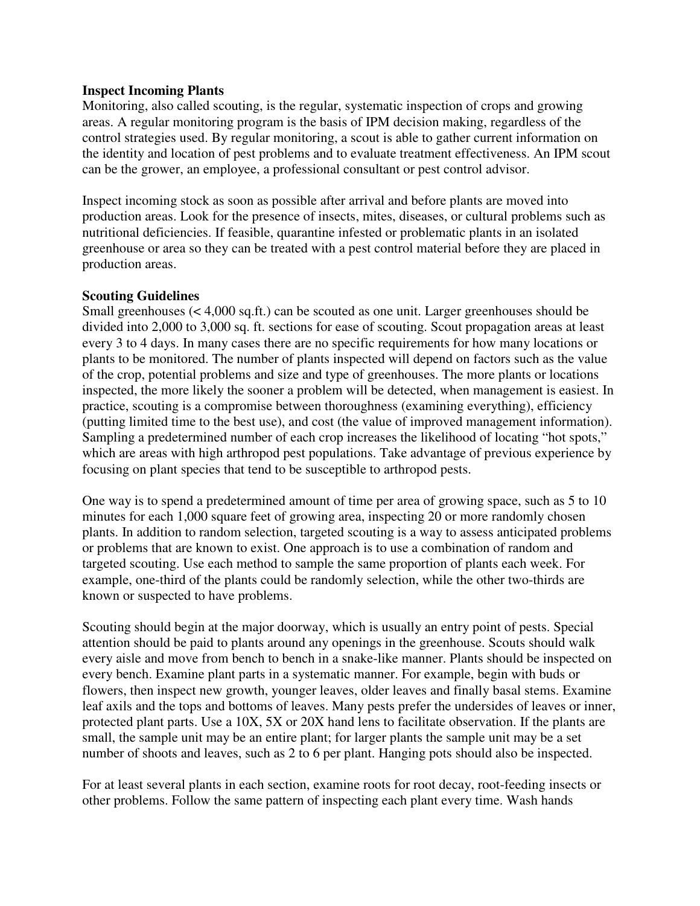**Inspect Incoming Plants**

Monitoring, also called scouting, is the regular, systematic inspection of crops and growing areas. A regular monitoring program is the basis of IPM decision making, regardless of the control strategies used. By regular monitoring, a scout is able to gather current information on the identity and location of pest problems and to evaluate treatment effectiveness. An IPM scout can be the grower, an employee, a professional consultant or pest control advisor.

Inspect incoming stock as soon as possible after arrival and before plants are moved into production areas. Look for the presence of insects, mites, diseases, or cultural problems such as nutritional deficiencies. If feasible, quarantine infested or problematic plants in an isolated greenhouse or area so they can be treated with a pest control material before they are placed in production areas.

**Scouting Guidelines**

Small greenhouses (< 4,000 sq.ft.) can be scouted as one unit. Larger greenhouses should be divided into 2,000 to 3,000 sq. ft. sections for ease of scouting. Scout propagation areas at least every 3 to 4 days. In many cases there are no specific requirements for how many locations or plants to be monitored. The number of plants inspected will depend on factors such as the value of the crop, potential problems and size and type of greenhouses. The more plants or locations inspected, the more likely the sooner a problem will be detected, when management is easiest. In practice, scouting is a compromise between thoroughness (examining everything), efficiency (putting limited time to the best use), and cost (the value of improved management information). Sampling a predetermined number of each crop increases the likelihood of locating "hot spots," which are areas with high arthropod pest populations. Take advantage of previous experience by focusing on plant species that tend to be susceptible to arthropod pests.

One way is to spend a predetermined amount of time per area of growing space, such as 5 to 10 minutes for each 1,000 square feet of growing area, inspecting 20 or more randomly chosen plants. In addition to random selection, targeted scouting is a way to assess anticipated problems or problems that are known to exist. One approach is to use a combination of random and targeted scouting. Use each method to sample the same proportion of plants each week. For example, one-third of the plants could be randomly selection, while the other two-thirds are known or suspected to have problems.

Scouting should begin at the major doorway, which is usually an entry point of pests. Special attention should be paid to plants around any openings in the greenhouse. Scouts should walk every aisle and move from bench to bench in a snake-like manner. Plants should be inspected on every bench. Examine plant parts in a systematic manner. For example, begin with buds or flowers, then inspect new growth, younger leaves, older leaves and finally basal stems. Examine leaf axils and the tops and bottoms of leaves. Many pests prefer the undersides of leaves or inner, protected plant parts. Use a 10X, 5X or 20X hand lens to facilitate observation. If the plants are small, the sample unit may be an entire plant; for larger plants the sample unit may be a set number of shoots and leaves, such as 2 to 6 per plant. Hanging pots should also be inspected.

For at least several plants in each section, examine roots for root decay, root-feeding insects or other problems. Follow the same pattern of inspecting each plant every time. Wash hands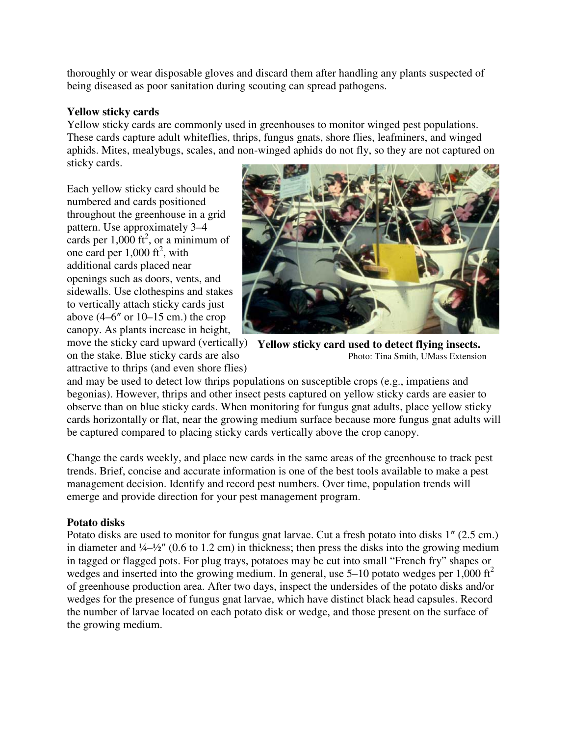thoroughly or wear disposable gloves and discard them after handling any plants suspected of being diseased as poor sanitation during scouting can spread pathogens.

**Yellow sticky cards**

Yellow sticky cards are commonly used in greenhouses to monitor winged pest populations. These cards capture adult whiteflies, thrips, fungus gnats, shore flies, leafminers, and winged aphids. Mites, mealybugs, scales, and non-winged aphids do not fly, so they are not captured on sticky cards.

Each yellow sticky card should be numbered and cards positioned throughout the greenhouse in a grid pattern. Use approximately 3–4 cards per 1,000 ft$^2$, or a minimum of one card per 1,000 ft$^2$, with additional cards placed near openings such as doors, vents, and sidewalls. Use clothespins and stakes to vertically attach sticky cards just above (4–6″ or 10–15 cm.) the crop canopy. As plants increase in height, move the sticky card upward (vertically) on the stake. Blue sticky cards are also attractive to thrips (and even shore flies) and may be used to detect low thrips populations on susceptible crops (e.g., impatiens and begonias). However, thrips and other insect pests captured on yellow sticky cards are easier to observe than on blue sticky cards. When monitoring for fungus gnat adults, place yellow sticky cards horizontally or flat, near the growing medium surface because more fungus gnat adults will be captured compared to placing sticky cards vertically above the crop canopy.

**Yellow sticky card used to detect flying insects.**
Photo: Tina Smith, UMass Extension

Change the cards weekly, and place new cards in the same areas of the greenhouse to track pest trends. Brief, concise and accurate information is one of the best tools available to make a pest management decision. Identify and record pest numbers. Over time, population trends will emerge and provide direction for your pest management program.

**Potato disks**

Potato disks are used to monitor for fungus gnat larvae. Cut a fresh potato into disks 1″ (2.5 cm.) in diameter and ¼–½″ (0.6 to 1.2 cm) in thickness; then press the disks into the growing medium in tagged or flagged pots. For plug trays, potatoes may be cut into small "French fry" shapes or wedges and inserted into the growing medium. In general, use 5–10 potato wedges per 1,000 ft$^2$ of greenhouse production area. After two days, inspect the undersides of the potato disks and/or wedges for the presence of fungus gnat larvae, which have distinct black head capsules. Record the number of larvae located on each potato disk or wedge, and those present on the surface of the growing medium.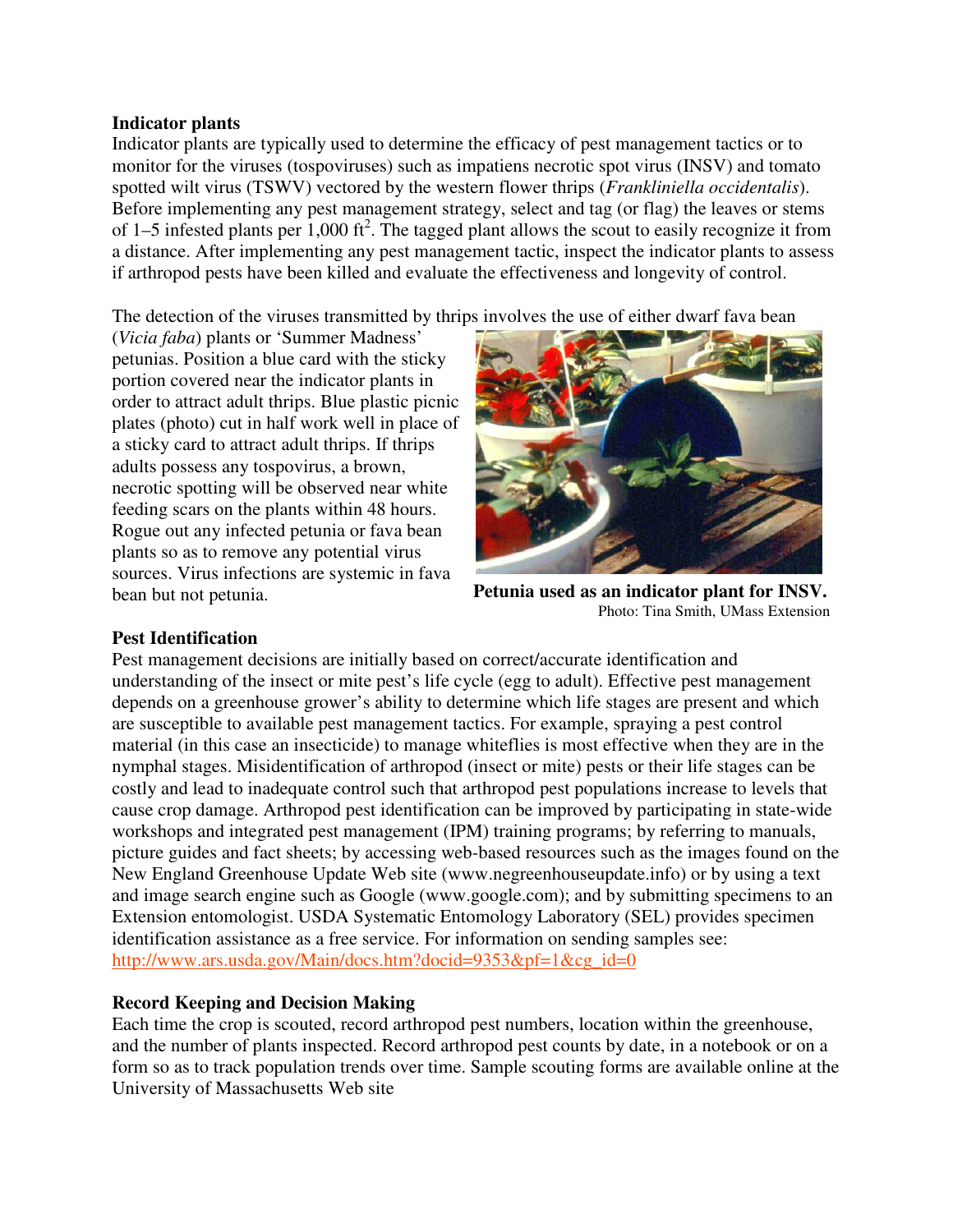**Indicator plants**

Indicator plants are typically used to determine the efficacy of pest management tactics or to monitor for the viruses (tospoviruses) such as impatiens necrotic spot virus (INSV) and tomato spotted wilt virus (TSWV) vectored by the western flower thrips (*Frankliniella occidentalis*). Before implementing any pest management strategy, select and tag (or flag) the leaves or stems of 1–5 infested plants per 1,000 $ft^2$. The tagged plant allows the scout to easily recognize it from a distance. After implementing any pest management tactic, inspect the indicator plants to assess if arthropod pests have been killed and evaluate the effectiveness and longevity of control.

The detection of the viruses transmitted by thrips involves the use of either dwarf fava bean (*Vicia faba*) plants or 'Summer Madness' petunias. Position a blue card with the sticky portion covered near the indicator plants in order to attract adult thrips. Blue plastic picnic plates (photo) cut in half work well in place of a sticky card to attract adult thrips. If thrips adults possess any tospovirus, a brown, necrotic spotting will be observed near white feeding scars on the plants within 48 hours. Rogue out any infected petunia or fava bean plants so as to remove any potential virus sources. Virus infections are systemic in fava bean but not petunia.

**Petunia used as an indicator plant for INSV.**
Photo: Tina Smith, UMass Extension

**Pest Identification**

Pest management decisions are initially based on correct/accurate identification and understanding of the insect or mite pest's life cycle (egg to adult). Effective pest management depends on a greenhouse grower's ability to determine which life stages are present and which are susceptible to available pest management tactics. For example, spraying a pest control material (in this case an insecticide) to manage whiteflies is most effective when they are in the nymphal stages. Misidentification of arthropod (insect or mite) pests or their life stages can be costly and lead to inadequate control such that arthropod pest populations increase to levels that cause crop damage. Arthropod pest identification can be improved by participating in state-wide workshops and integrated pest management (IPM) training programs; by referring to manuals, picture guides and fact sheets; by accessing web-based resources such as the images found on the New England Greenhouse Update Web site (www.negreenhouseupdate.info) or by using a text and image search engine such as Google (www.google.com); and by submitting specimens to an Extension entomologist. USDA Systematic Entomology Laboratory (SEL) provides specimen identification assistance as a free service. For information on sending samples see: http://www.ars.usda.gov/Main/docs.htm?docid=9353&pf=1&cg_id=0

**Record Keeping and Decision Making**

Each time the crop is scouted, record arthropod pest numbers, location within the greenhouse, and the number of plants inspected. Record arthropod pest counts by date, in a notebook or on a form so as to track population trends over time. Sample scouting forms are available online at the University of Massachusetts Web site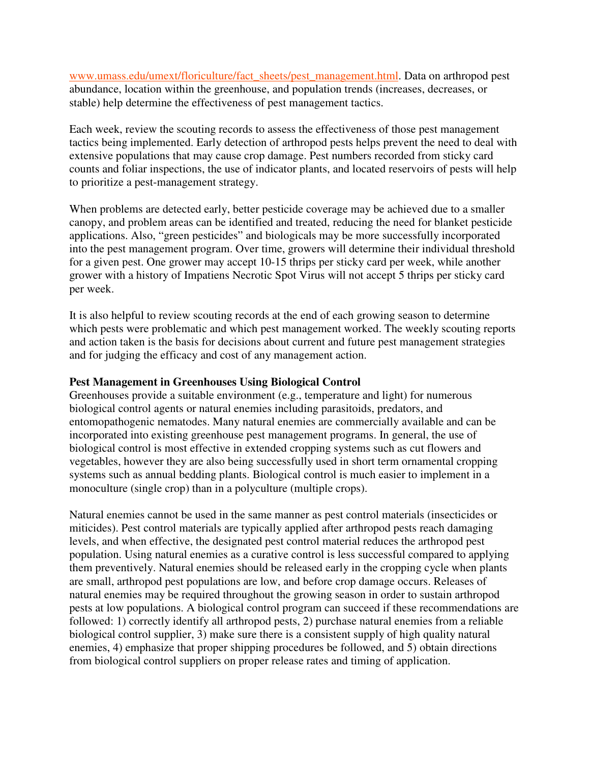www.umass.edu/umext/floriculture/fact_sheets/pest_management.html. Data on arthropod pest abundance, location within the greenhouse, and population trends (increases, decreases, or stable) help determine the effectiveness of pest management tactics.

Each week, review the scouting records to assess the effectiveness of those pest management tactics being implemented. Early detection of arthropod pests helps prevent the need to deal with extensive populations that may cause crop damage. Pest numbers recorded from sticky card counts and foliar inspections, the use of indicator plants, and located reservoirs of pests will help to prioritize a pest-management strategy.

When problems are detected early, better pesticide coverage may be achieved due to a smaller canopy, and problem areas can be identified and treated, reducing the need for blanket pesticide applications. Also, "green pesticides" and biologicals may be more successfully incorporated into the pest management program. Over time, growers will determine their individual threshold for a given pest. One grower may accept 10-15 thrips per sticky card per week, while another grower with a history of Impatiens Necrotic Spot Virus will not accept 5 thrips per sticky card per week.

It is also helpful to review scouting records at the end of each growing season to determine which pests were problematic and which pest management worked. The weekly scouting reports and action taken is the basis for decisions about current and future pest management strategies and for judging the efficacy and cost of any management action.

**Pest Management in Greenhouses Using Biological Control**

Greenhouses provide a suitable environment (e.g., temperature and light) for numerous biological control agents or natural enemies including parasitoids, predators, and entomopathogenic nematodes. Many natural enemies are commercially available and can be incorporated into existing greenhouse pest management programs. In general, the use of biological control is most effective in extended cropping systems such as cut flowers and vegetables, however they are also being successfully used in short term ornamental cropping systems such as annual bedding plants. Biological control is much easier to implement in a monoculture (single crop) than in a polyculture (multiple crops).

Natural enemies cannot be used in the same manner as pest control materials (insecticides or miticides). Pest control materials are typically applied after arthropod pests reach damaging levels, and when effective, the designated pest control material reduces the arthropod pest population. Using natural enemies as a curative control is less successful compared to applying them preventively. Natural enemies should be released early in the cropping cycle when plants are small, arthropod pest populations are low, and before crop damage occurs. Releases of natural enemies may be required throughout the growing season in order to sustain arthropod pests at low populations. A biological control program can succeed if these recommendations are followed: 1) correctly identify all arthropod pests, 2) purchase natural enemies from a reliable biological control supplier, 3) make sure there is a consistent supply of high quality natural enemies, 4) emphasize that proper shipping procedures be followed, and 5) obtain directions from biological control suppliers on proper release rates and timing of application.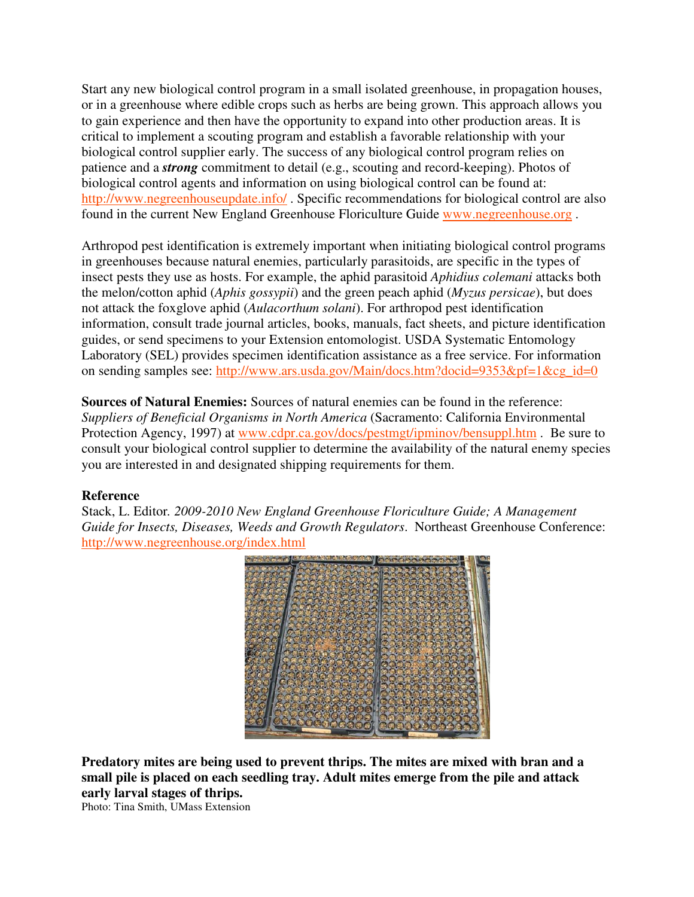Start any new biological control program in a small isolated greenhouse, in propagation houses, or in a greenhouse where edible crops such as herbs are being grown. This approach allows you to gain experience and then have the opportunity to expand into other production areas. It is critical to implement a scouting program and establish a favorable relationship with your biological control supplier early. The success of any biological control program relies on patience and a ***strong*** commitment to detail (e.g., scouting and record-keeping). Photos of biological control agents and information on using biological control can be found at: http://www.negreenhouseupdate.info/ . Specific recommendations for biological control are also found in the current New England Greenhouse Floriculture Guide www.negreenhouse.org .

Arthropod pest identification is extremely important when initiating biological control programs in greenhouses because natural enemies, particularly parasitoids, are specific in the types of insect pests they use as hosts. For example, the aphid parasitoid *Aphidius colemani* attacks both the melon/cotton aphid (*Aphis gossypii*) and the green peach aphid (*Myzus persicae*), but does not attack the foxglove aphid (*Aulacorthum solani*). For arthropod pest identification information, consult trade journal articles, books, manuals, fact sheets, and picture identification guides, or send specimens to your Extension entomologist. USDA Systematic Entomology Laboratory (SEL) provides specimen identification assistance as a free service. For information on sending samples see: http://www.ars.usda.gov/Main/docs.htm?docid=9353&pf=1&cg_id=0

**Sources of Natural Enemies:** Sources of natural enemies can be found in the reference: *Suppliers of Beneficial Organisms in North America* (Sacramento: California Environmental Protection Agency, 1997) at www.cdpr.ca.gov/docs/pestmgt/ipminov/bensuppl.htm . Be sure to consult your biological control supplier to determine the availability of the natural enemy species you are interested in and designated shipping requirements for them.

**Reference**

Stack, L. Editor. *2009-2010 New England Greenhouse Floriculture Guide; A Management Guide for Insects, Diseases, Weeds and Growth Regulators*. Northeast Greenhouse Conference: http://www.negreenhouse.org/index.html

**Predatory mites are being used to prevent thrips. The mites are mixed with bran and a small pile is placed on each seedling tray. Adult mites emerge from the pile and attack early larval stages of thrips.**

Photo: Tina Smith, UMass Extension